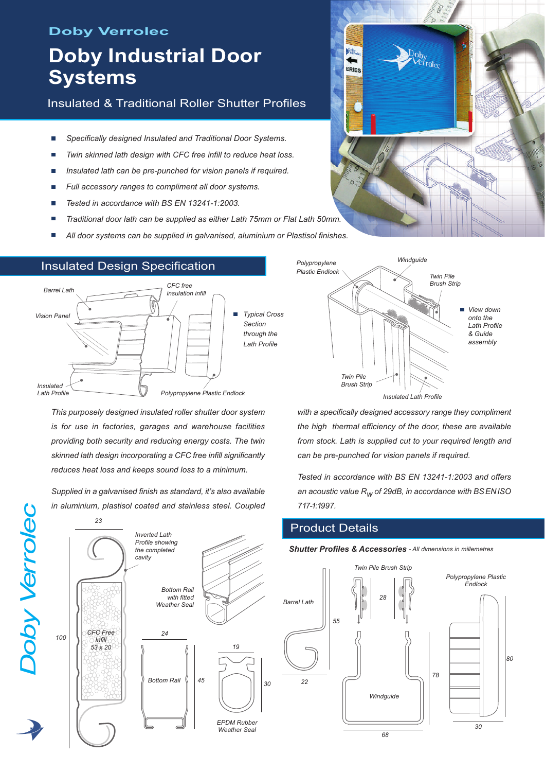Doby Verrolec

# Doby Industrial Door Systems

Insulated & Traditional Roller Shutter Profiles

- *Specifically designed Insulated and Traditional Door Systems.*
- *Twin skinned lath design with CFC free infill to reduce heat loss.*
- *Insulated lath can be pre-punched for vision panels if required.*
- *Full accessory ranges to compliment all door systems.*
- *Tested in accordance with BS EN 13241-1:2003.*
- *Traditional door lath can be supplied as either Lath 75mm or Flat Lath 50mm.*
- *All door systems can be supplied in galvanised, aluminium or Plastisol finishes.*

## Insulated Design Specification

Barrel Lath, CFC free insulation infill, Vision Panel, Insulated Lath Profile, Polypropylene Plastic Endlock

- *Typical Cross Section through the Lath Profile*

Polypropylene Plastic Endlock, Windguide, Twin Pile Brush Strip, Twin Pile Brush Strip, Insulated Lath Profile

- *View down onto the Lath Profile & Guide assembly*

*This purposely designed insulated roller shutter door system is for use in factories, garages and warehouse facilities providing both security and reducing energy costs. The twin skinned lath design incorporating a CFC free infill significantly reduces heat loss and keeps sound loss to a minimum.*

*Supplied in a galvanised finish as standard, it's also available in aluminium, plastisol coated and stainless steel. Coupled with a specifically designed accessory range they compliment the high thermal efficiency of the door, these are available from stock. Lath is supplied cut to your required length and can be pre-punched for vision panels if required.*

*Tested in accordance with BS EN 13241-1:2003 and offers an acoustic value $R_W$ of 29dB, in accordance with BS EN ISO 717-1:1997.*

Inverted Lath Profile showing the completed cavity — 23, 100, CFC Free Infill 53 x 20

Bottom Rail with fitted Weather Seal

Bottom Rail — 24, 45

EPDM Rubber Weather Seal — 19, 30

## Product Details

***Shutter Profiles & Accessories*** *- All dimensions in millemetres*

Barrel Lath — 55, 22

Twin Pile Brush Strip — 28

Windguide — 78, 68

Polypropylene Plastic Endlock — 80, 30

Doby Verrolec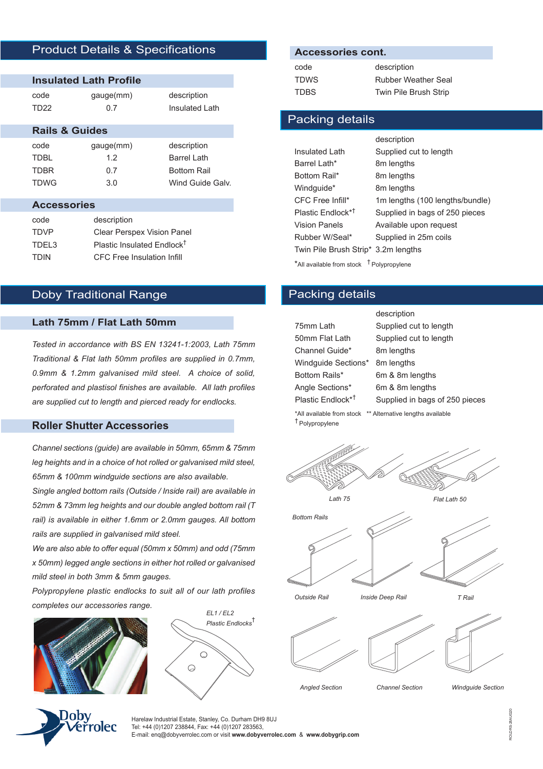# Product Details & Specifications

## Insulated Lath Profile

| code | gauge(mm) | description |
|---|---|---|
| TD22 | 0.7 | Insulated Lath |

## Rails & Guides

| code | gauge(mm) | description |
|---|---|---|
| TDBL | 1.2 | Barrel Lath |
| TDBR | 0.7 | Bottom Rail |
| TDWG | 3.0 | Wind Guide Galv. |

## Accessories

| code | description |
|---|---|
| TDVP | Clear Perspex Vision Panel |
| TDEL3 | Plastic Insulated Endlock† |
| TDIN | CFC Free Insulation Infill |

## Accessories cont.

| code | description |
|---|---|
| TDWS | Rubber Weather Seal |
| TDBS | Twin Pile Brush Strip |

# Packing details

| | description |
|---|---|
| Insulated Lath | Supplied cut to length |
| Barrel Lath* | 8m lengths |
| Bottom Rail* | 8m lengths |
| Windguide* | 8m lengths |
| CFC Free Infill* | 1m lengths (100 lengths/bundle) |
| Plastic Endlock*† | Supplied in bags of 250 pieces |
| Vision Panels | Available upon request |
| Rubber W/Seal* | Supplied in 25m coils |
| Twin Pile Brush Strip* | 3.2m lengths |

*All available from stock † Polypropylene

# Doby Traditional Range

## Lath 75mm / Flat Lath 50mm

*Tested in accordance with BS EN 13241-1:2003, Lath 75mm Traditional & Flat lath 50mm profiles are supplied in 0.7mm, 0.9mm & 1.2mm galvanised mild steel. A choice of solid, perforated and plastisol finishes are available. All lath profiles are supplied cut to length and pierced ready for endlocks.*

## Roller Shutter Accessories

*Channel sections (guide) are available in 50mm, 65mm & 75mm leg heights and in a choice of hot rolled or galvanised mild steel, 65mm & 100mm windguide sections are also available.*

*Single angled bottom rails (Outside / Inside rail) are available in 52mm & 73mm leg heights and our double angled bottom rail (T rail) is available in either 1.6mm or 2.0mm gauges. All bottom rails are supplied in galvanised mild steel.*

*We are also able to offer equal (50mm x 50mm) and odd (75mm x 50mm) legged angle sections in either hot rolled or galvanised mild steel in both 3mm & 5mm gauges.*

*Polypropylene plastic endlocks to suit all of our lath profiles completes our accessories range.*

EL1 / EL2
Plastic Endlocks†

# Packing details

| | description |
|---|---|
| 75mm Lath | Supplied cut to length |
| 50mm Flat Lath | Supplied cut to length |
| Channel Guide* | 8m lengths |
| Windguide Sections* | 8m lengths |
| Bottom Rails* | 6m & 8m lengths |
| Angle Sections* | 6m & 8m lengths |
| Plastic Endlock*† | Supplied in bags of 250 pieces |

*All available from stock ** Alternative lengths available
† Polypropylene

Lath 75

Flat Lath 50

Bottom Rails

Outside Rail

Inside Deep Rail

T Rail

Angled Section

Channel Section

Windguide Section

Doby Verrolec

Harelaw Industrial Estate, Stanley, Co. Durham DH9 8UJ
Tel: +44 (0)1207 238844, Fax: +44 (0)1207 283563,
E-mail: enq@dobyverrolec.com or visit **www.dobyverrolec.com** & **www.dobygrip.com**

ROLDRS-28AUG20